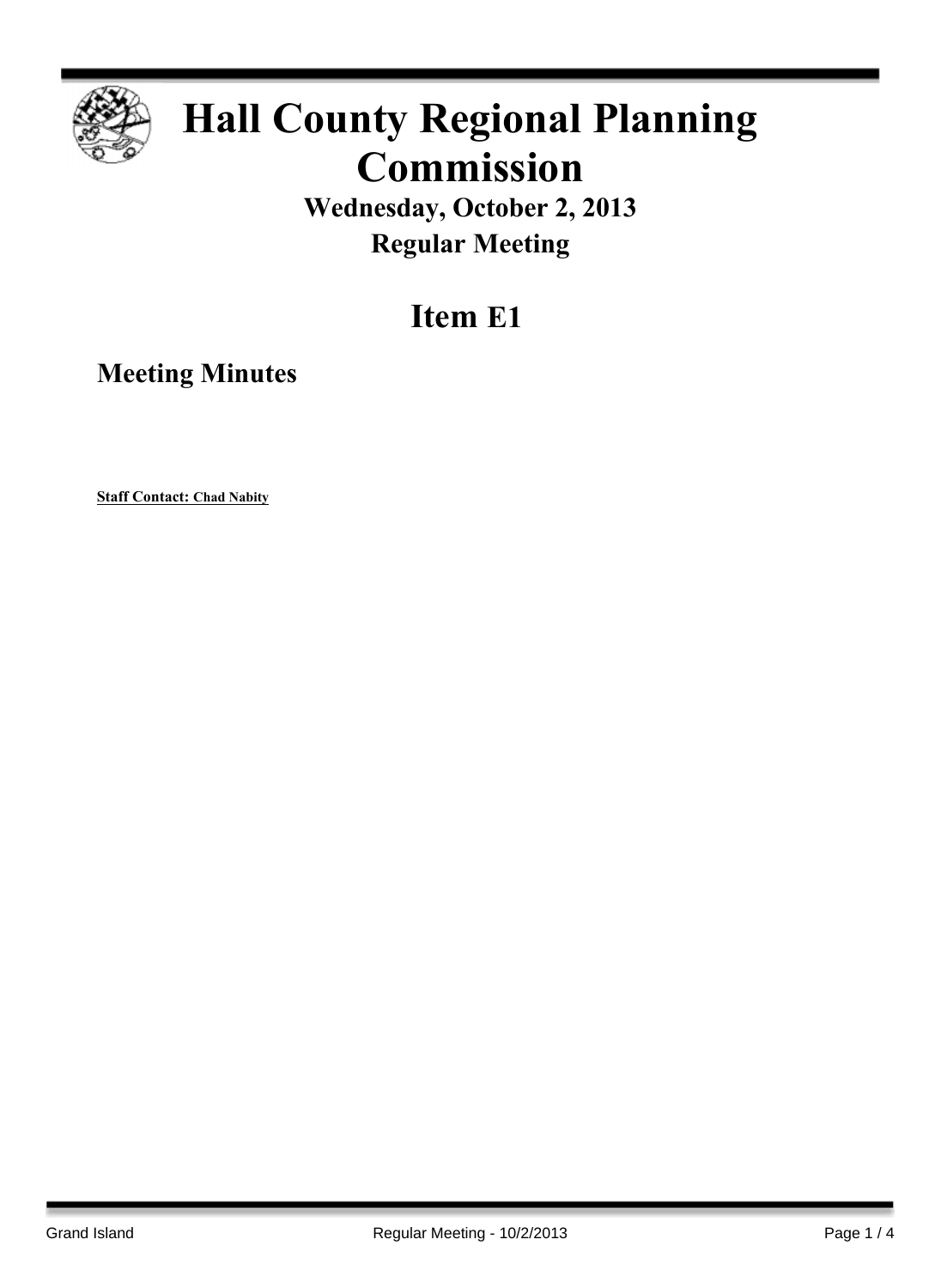# Hall County Regional Planning Commission

## Wednesday, October 2, 2013

## Regular Meeting

# Item E1

## Meeting Minutes

**Staff Contact: Chad Nabity**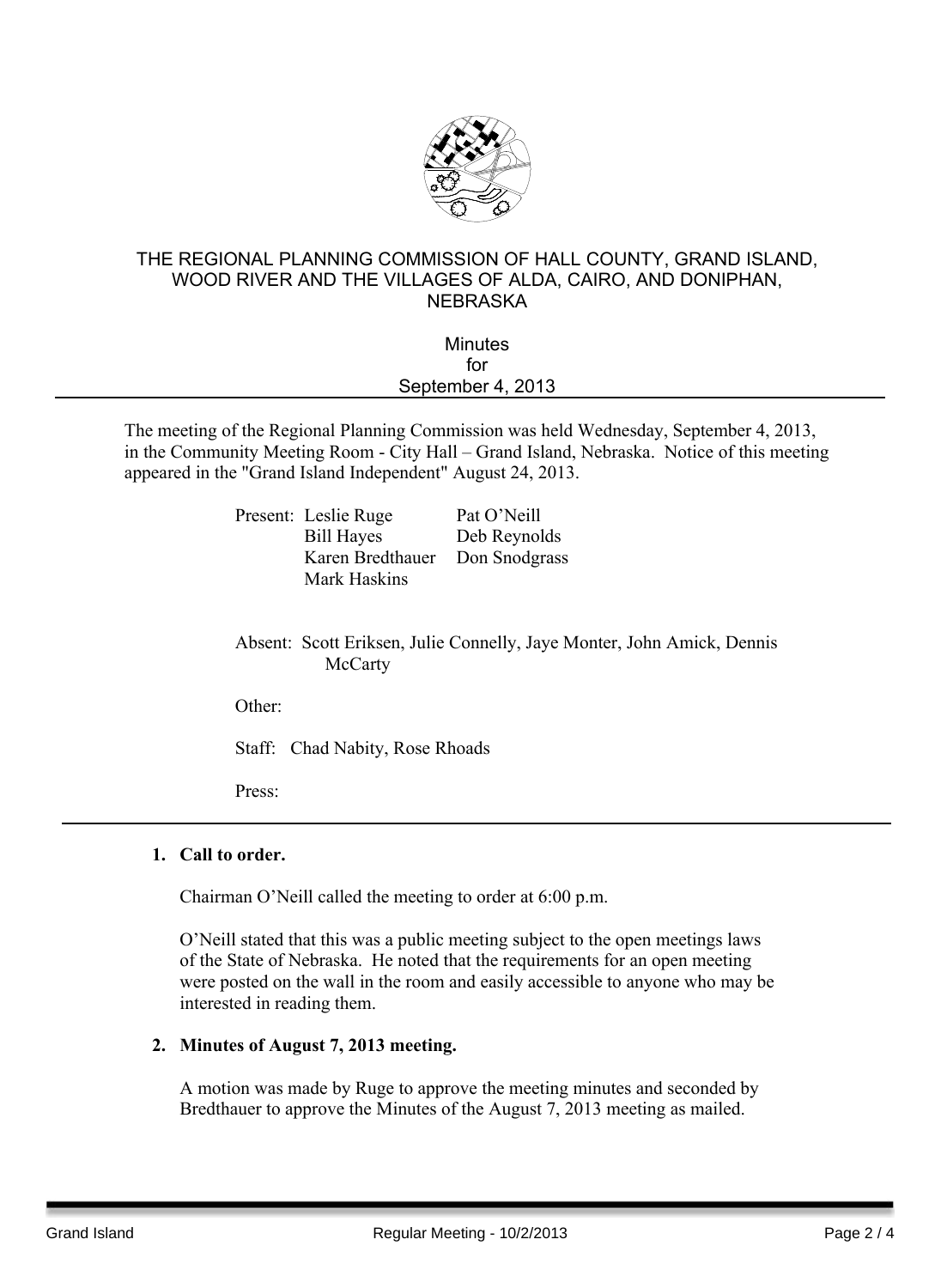# THE REGIONAL PLANNING COMMISSION OF HALL COUNTY, GRAND ISLAND, WOOD RIVER AND THE VILLAGES OF ALDA, CAIRO, AND DONIPHAN, NEBRASKA

Minutes
for
September 4, 2013

---

The meeting of the Regional Planning Commission was held Wednesday, September 4, 2013, in the Community Meeting Room - City Hall – Grand Island, Nebraska. Notice of this meeting appeared in the "Grand Island Independent" August 24, 2013.

Present: Leslie Ruge, Pat O'Neill, Bill Hayes, Deb Reynolds, Karen Bredthauer, Don Snodgrass, Mark Haskins

Absent: Scott Eriksen, Julie Connelly, Jaye Monter, John Amick, Dennis McCarty

Other:

Staff: Chad Nabity, Rose Rhoads

Press:

---

1. **Call to order.**

   Chairman O'Neill called the meeting to order at 6:00 p.m.

   O'Neill stated that this was a public meeting subject to the open meetings laws of the State of Nebraska. He noted that the requirements for an open meeting were posted on the wall in the room and easily accessible to anyone who may be interested in reading them.

2. **Minutes of August 7, 2013 meeting.**

   A motion was made by Ruge to approve the meeting minutes and seconded by Bredthauer to approve the Minutes of the August 7, 2013 meeting as mailed.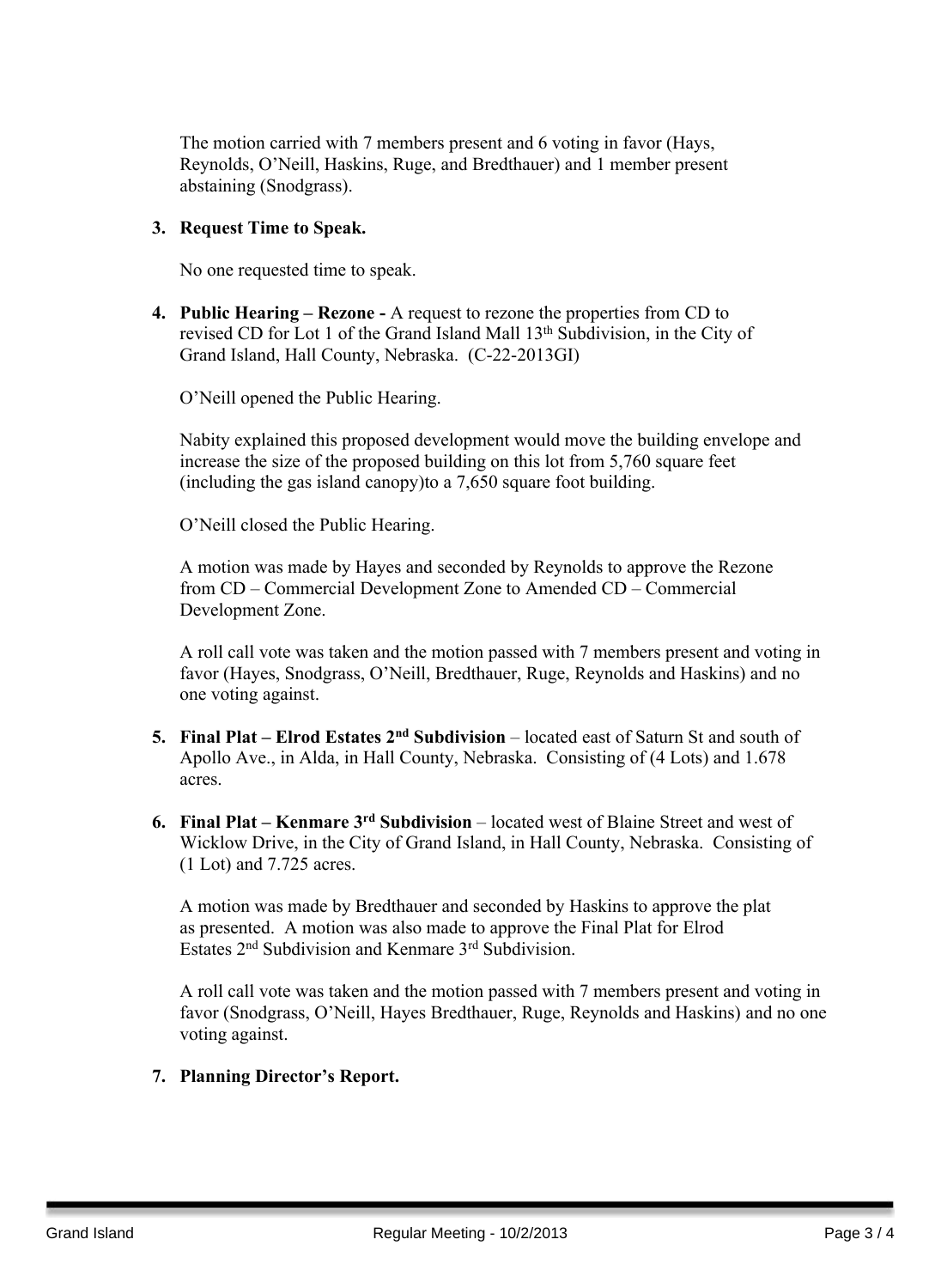The motion carried with 7 members present and 6 voting in favor (Hays, Reynolds, O'Neill, Haskins, Ruge, and Bredthauer) and 1 member present abstaining (Snodgrass).

3. **Request Time to Speak.**

   No one requested time to speak.

4. **Public Hearing – Rezone -** A request to rezone the properties from CD to revised CD for Lot 1 of the Grand Island Mall 13th Subdivision, in the City of Grand Island, Hall County, Nebraska. (C-22-2013GI)

   O'Neill opened the Public Hearing.

   Nabity explained this proposed development would move the building envelope and increase the size of the proposed building on this lot from 5,760 square feet (including the gas island canopy)to a 7,650 square foot building.

   O'Neill closed the Public Hearing.

   A motion was made by Hayes and seconded by Reynolds to approve the Rezone from CD – Commercial Development Zone to Amended CD – Commercial Development Zone.

   A roll call vote was taken and the motion passed with 7 members present and voting in favor (Hayes, Snodgrass, O'Neill, Bredthauer, Ruge, Reynolds and Haskins) and no one voting against.

5. **Final Plat – Elrod Estates 2nd Subdivision** – located east of Saturn St and south of Apollo Ave., in Alda, in Hall County, Nebraska. Consisting of (4 Lots) and 1.678 acres.

6. **Final Plat – Kenmare 3rd Subdivision** – located west of Blaine Street and west of Wicklow Drive, in the City of Grand Island, in Hall County, Nebraska. Consisting of (1 Lot) and 7.725 acres.

   A motion was made by Bredthauer and seconded by Haskins to approve the plat as presented. A motion was also made to approve the Final Plat for Elrod Estates 2nd Subdivision and Kenmare 3rd Subdivision.

   A roll call vote was taken and the motion passed with 7 members present and voting in favor (Snodgrass, O'Neill, Hayes Bredthauer, Ruge, Reynolds and Haskins) and no one voting against.

7. **Planning Director's Report.**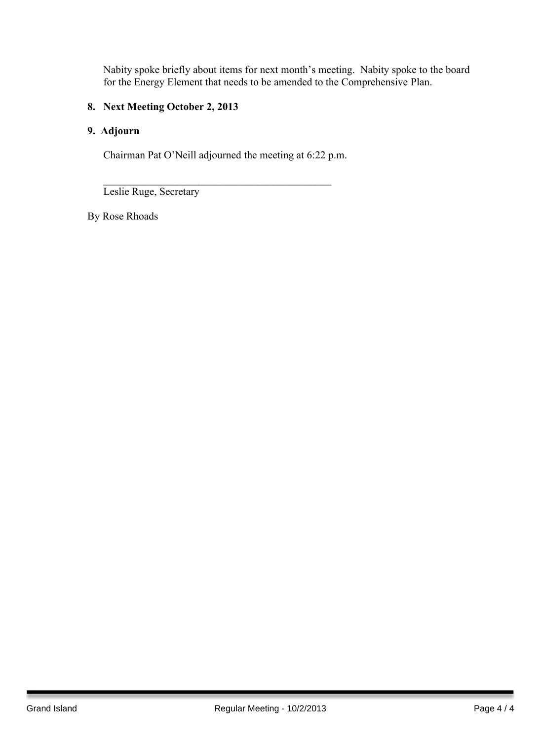Nabity spoke briefly about items for next month's meeting. Nabity spoke to the board for the Energy Element that needs to be amended to the Comprehensive Plan.

**8. Next Meeting October 2, 2013**

**9. Adjourn**

Chairman Pat O'Neill adjourned the meeting at 6:22 p.m.

\_\_\_\_\_\_\_\_\_\_\_\_\_\_\_\_\_\_\_\_\_\_\_\_\_\_\_\_\_\_\_\_\_\_\_\_\_\_\_\_\_\_\_\_\_
Leslie Ruge, Secretary

By Rose Rhoads